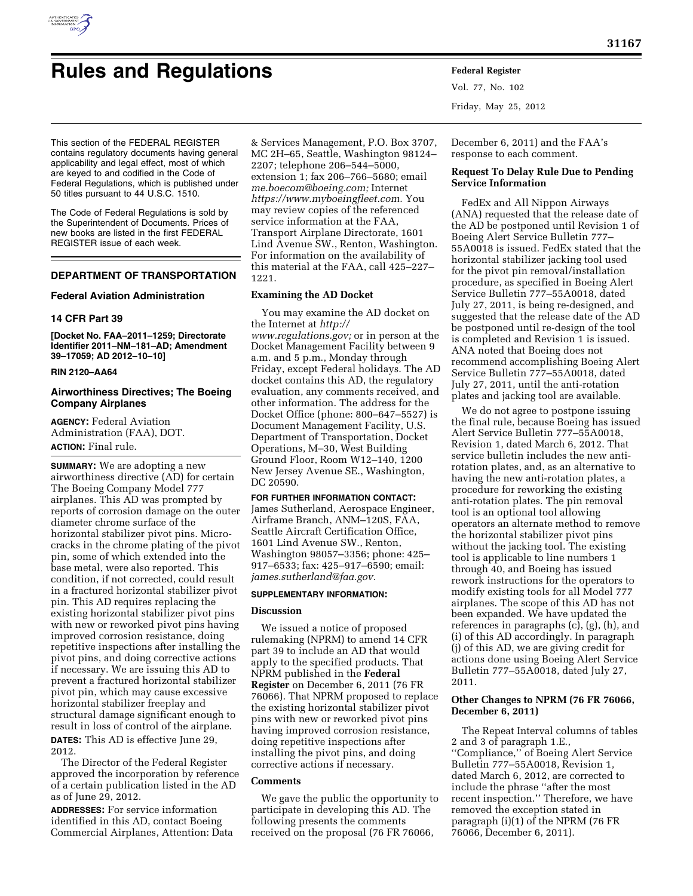# Rules and Regulations

This section of the FEDERAL REGISTER contains regulatory documents having general applicability and legal effect, most of which are keyed to and codified in the Code of Federal Regulations, which is published under 50 titles pursuant to 44 U.S.C. 1510.

The Code of Federal Regulations is sold by the Superintendent of Documents. Prices of new books are listed in the first FEDERAL REGISTER issue of each week.

## DEPARTMENT OF TRANSPORTATION

### Federal Aviation Administration

### 14 CFR Part 39

**[Docket No. FAA–2011–1259; Directorate Identifier 2011–NM–181–AD; Amendment 39–17059; AD 2012–10–10]**

**RIN 2120–AA64**

### Airworthiness Directives; The Boeing Company Airplanes

**AGENCY:** Federal Aviation Administration (FAA), DOT.

**ACTION:** Final rule.

**SUMMARY:** We are adopting a new airworthiness directive (AD) for certain The Boeing Company Model 777 airplanes. This AD was prompted by reports of corrosion damage on the outer diameter chrome surface of the horizontal stabilizer pivot pins. Micro-cracks in the chrome plating of the pivot pin, some of which extended into the base metal, were also reported. This condition, if not corrected, could result in a fractured horizontal stabilizer pivot pin. This AD requires replacing the existing horizontal stabilizer pivot pins with new or reworked pivot pins having improved corrosion resistance, doing repetitive inspections after installing the pivot pins, and doing corrective actions if necessary. We are issuing this AD to prevent a fractured horizontal stabilizer pivot pin, which may cause excessive horizontal stabilizer freeplay and structural damage significant enough to result in loss of control of the airplane.

**DATES:** This AD is effective June 29, 2012.

The Director of the Federal Register approved the incorporation by reference of a certain publication listed in the AD as of June 29, 2012.

**ADDRESSES:** For service information identified in this AD, contact Boeing Commercial Airplanes, Attention: Data & Services Management, P.O. Box 3707, MC 2H–65, Seattle, Washington 98124–2207; telephone 206–544–5000, extension 1; fax 206–766–5680; email *me.boecom@boeing.com;* Internet *https://www.myboeingfleet.com.* You may review copies of the referenced service information at the FAA, Transport Airplane Directorate, 1601 Lind Avenue SW., Renton, Washington. For information on the availability of this material at the FAA, call 425–227–1221.

**Examining the AD Docket**

You may examine the AD docket on the Internet at *http://www.regulations.gov;* or in person at the Docket Management Facility between 9 a.m. and 5 p.m., Monday through Friday, except Federal holidays. The AD docket contains this AD, the regulatory evaluation, any comments received, and other information. The address for the Docket Office (phone: 800–647–5527) is Document Management Facility, U.S. Department of Transportation, Docket Operations, M–30, West Building Ground Floor, Room W12–140, 1200 New Jersey Avenue SE., Washington, DC 20590.

**FOR FURTHER INFORMATION CONTACT:** James Sutherland, Aerospace Engineer, Airframe Branch, ANM–120S, FAA, Seattle Aircraft Certification Office, 1601 Lind Avenue SW., Renton, Washington 98057–3356; phone: 425–917–6533; fax: 425–917–6590; email: *james.sutherland@faa.gov.*

**SUPPLEMENTARY INFORMATION:**

**Discussion**

We issued a notice of proposed rulemaking (NPRM) to amend 14 CFR part 39 to include an AD that would apply to the specified products. That NPRM published in the **Federal Register** on December 6, 2011 (76 FR 76066). That NPRM proposed to replace the existing horizontal stabilizer pivot pins with new or reworked pivot pins having improved corrosion resistance, doing repetitive inspections after installing the pivot pins, and doing corrective actions if necessary.

**Comments**

We gave the public the opportunity to participate in developing this AD. The following presents the comments received on the proposal (76 FR 76066, December 6, 2011) and the FAA's response to each comment.

**Request To Delay Rule Due to Pending Service Information**

FedEx and All Nippon Airways (ANA) requested that the release date of the AD be postponed until Revision 1 of Boeing Alert Service Bulletin 777–55A0018 is issued. FedEx stated that the horizontal stabilizer jacking tool used for the pivot pin removal/installation procedure, as specified in Boeing Alert Service Bulletin 777–55A0018, dated July 27, 2011, is being re-designed, and suggested that the release date of the AD be postponed until re-design of the tool is completed and Revision 1 is issued. ANA noted that Boeing does not recommend accomplishing Boeing Alert Service Bulletin 777–55A0018, dated July 27, 2011, until the anti-rotation plates and jacking tool are available.

We do not agree to postpone issuing the final rule, because Boeing has issued Alert Service Bulletin 777–55A0018, Revision 1, dated March 6, 2012. That service bulletin includes the new anti-rotation plates, and, as an alternative to having the new anti-rotation plates, a procedure for reworking the existing anti-rotation plates. The pin removal tool is an optional tool allowing operators an alternate method to remove the horizontal stabilizer pivot pins without the jacking tool. The existing tool is applicable to line numbers 1 through 40, and Boeing has issued rework instructions for the operators to modify existing tools for all Model 777 airplanes. The scope of this AD has not been expanded. We have updated the references in paragraphs (c), (g), (h), and (i) of this AD accordingly. In paragraph (j) of this AD, we are giving credit for actions done using Boeing Alert Service Bulletin 777–55A0018, dated July 27, 2011.

**Other Changes to NPRM (76 FR 76066, December 6, 2011)**

The Repeat Interval columns of tables 2 and 3 of paragraph 1.E., ''Compliance,'' of Boeing Alert Service Bulletin 777–55A0018, Revision 1, dated March 6, 2012, are corrected to include the phrase ''after the most recent inspection.'' Therefore, we have removed the exception stated in paragraph (i)(1) of the NPRM (76 FR 76066, December 6, 2011).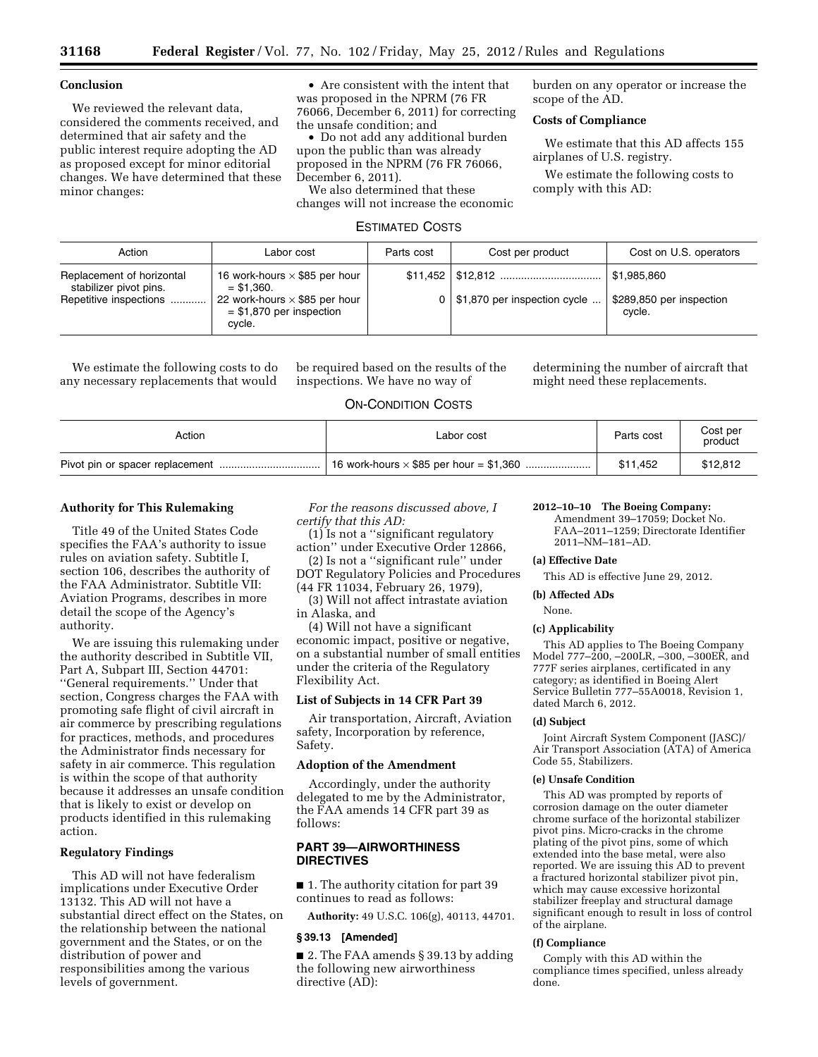**Conclusion**

We reviewed the relevant data, considered the comments received, and determined that air safety and the public interest require adopting the AD as proposed except for minor editorial changes. We have determined that these minor changes:

- Are consistent with the intent that was proposed in the NPRM (76 FR 76066, December 6, 2011) for correcting the unsafe condition; and
- Do not add any additional burden upon the public than was already proposed in the NPRM (76 FR 76066, December 6, 2011).

We also determined that these changes will not increase the economic burden on any operator or increase the scope of the AD.

**Costs of Compliance**

We estimate that this AD affects 155 airplanes of U.S. registry.

We estimate the following costs to comply with this AD:

ESTIMATED COSTS

| Action | Labor cost | Parts cost | Cost per product | Cost on U.S. operators |
|---|---|---|---|---|
| Replacement of horizontal stabilizer pivot pins. | 16 work-hours × $85 per hour = $1,360. | $11,452 | $12,812 | $1,985,860 |
| Repetitive inspections | 22 work-hours × $85 per hour = $1,870 per inspection cycle. | 0 | $1,870 per inspection cycle | $289,850 per inspection cycle. |

We estimate the following costs to do any necessary replacements that would be required based on the results of the inspections. We have no way of determining the number of aircraft that might need these replacements.

ON-CONDITION COSTS

| Action | Labor cost | Parts cost | Cost per product |
|---|---|---|---|
| Pivot pin or spacer replacement | 16 work-hours × $85 per hour = $1,360 | $11,452 | $12,812 |

**Authority for This Rulemaking**

Title 49 of the United States Code specifies the FAA's authority to issue rules on aviation safety. Subtitle I, section 106, describes the authority of the FAA Administrator. Subtitle VII: Aviation Programs, describes in more detail the scope of the Agency's authority.

We are issuing this rulemaking under the authority described in Subtitle VII, Part A, Subpart III, Section 44701: "General requirements." Under that section, Congress charges the FAA with promoting safe flight of civil aircraft in air commerce by prescribing regulations for practices, methods, and procedures the Administrator finds necessary for safety in air commerce. This regulation is within the scope of that authority because it addresses an unsafe condition that is likely to exist or develop on products identified in this rulemaking action.

**Regulatory Findings**

This AD will not have federalism implications under Executive Order 13132. This AD will not have a substantial direct effect on the States, on the relationship between the national government and the States, or on the distribution of power and responsibilities among the various levels of government.

*For the reasons discussed above, I certify that this AD:*

(1) Is not a "significant regulatory action" under Executive Order 12866,

(2) Is not a "significant rule" under DOT Regulatory Policies and Procedures (44 FR 11034, February 26, 1979),

(3) Will not affect intrastate aviation in Alaska, and

(4) Will not have a significant economic impact, positive or negative, on a substantial number of small entities under the criteria of the Regulatory Flexibility Act.

**List of Subjects in 14 CFR Part 39**

Air transportation, Aircraft, Aviation safety, Incorporation by reference, Safety.

**Adoption of the Amendment**

Accordingly, under the authority delegated to me by the Administrator, the FAA amends 14 CFR part 39 as follows:

**PART 39—AIRWORTHINESS DIRECTIVES**

■ 1. The authority citation for part 39 continues to read as follows:

**Authority:** 49 U.S.C. 106(g), 40113, 44701.

**§ 39.13 [Amended]**

■ 2. The FAA amends § 39.13 by adding the following new airworthiness directive (AD):

**2012–10–10 The Boeing Company:** Amendment 39–17059; Docket No. FAA–2011–1259; Directorate Identifier 2011–NM–181–AD.

**(a) Effective Date**

This AD is effective June 29, 2012.

**(b) Affected ADs**

None.

**(c) Applicability**

This AD applies to The Boeing Company Model 777–200, –200LR, –300, –300ER, and 777F series airplanes, certificated in any category; as identified in Boeing Alert Service Bulletin 777–55A0018, Revision 1, dated March 6, 2012.

**(d) Subject**

Joint Aircraft System Component (JASC)/Air Transport Association (ATA) of America Code 55, Stabilizers.

**(e) Unsafe Condition**

This AD was prompted by reports of corrosion damage on the outer diameter chrome surface of the horizontal stabilizer pivot pins. Micro-cracks in the chrome plating of the pivot pins, some of which extended into the base metal, were also reported. We are issuing this AD to prevent a fractured horizontal stabilizer pivot pin, which may cause excessive horizontal stabilizer freeplay and structural damage significant enough to result in loss of control of the airplane.

**(f) Compliance**

Comply with this AD within the compliance times specified, unless already done.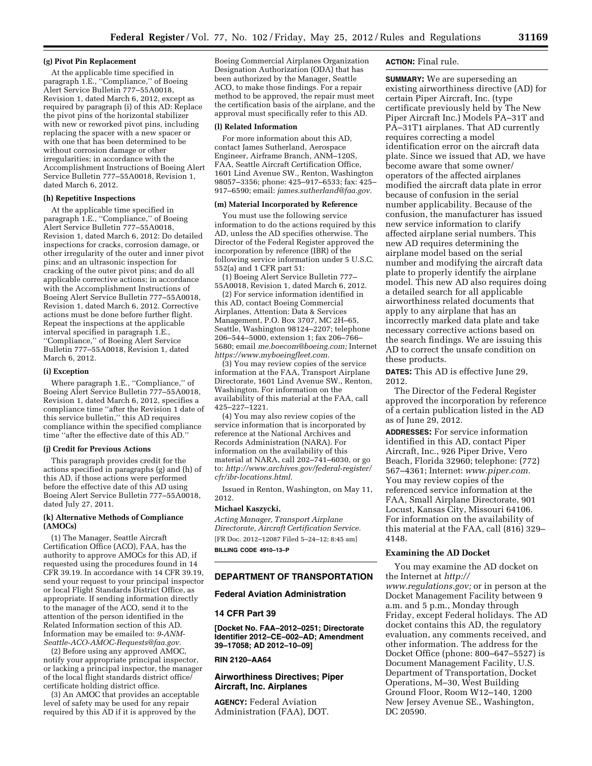#### (g) Pivot Pin Replacement

At the applicable time specified in paragraph 1.E., ''Compliance,'' of Boeing Alert Service Bulletin 777–55A0018, Revision 1, dated March 6, 2012, except as required by paragraph (i) of this AD: Replace the pivot pins of the horizontal stabilizer with new or reworked pivot pins, including replacing the spacer with a new spacer or with one that has been determined to be without corrosion damage or other irregularities; in accordance with the Accomplishment Instructions of Boeing Alert Service Bulletin 777–55A0018, Revision 1, dated March 6, 2012.

#### (h) Repetitive Inspections

At the applicable time specified in paragraph 1.E., ''Compliance,'' of Boeing Alert Service Bulletin 777–55A0018, Revision 1, dated March 6, 2012: Do detailed inspections for cracks, corrosion damage, or other irregularity of the outer and inner pivot pins; and an ultrasonic inspection for cracking of the outer pivot pins; and do all applicable corrective actions; in accordance with the Accomplishment Instructions of Boeing Alert Service Bulletin 777–55A0018, Revision 1, dated March 6, 2012. Corrective actions must be done before further flight. Repeat the inspections at the applicable interval specified in paragraph 1.E., ''Compliance,'' of Boeing Alert Service Bulletin 777–55A0018, Revision 1, dated March 6, 2012.

#### (i) Exception

Where paragraph 1.E., ''Compliance,'' of Boeing Alert Service Bulletin 777–55A0018, Revision 1, dated March 6, 2012, specifies a compliance time ''after the Revision 1 date of this service bulletin,'' this AD requires compliance within the specified compliance time ''after the effective date of this AD.''

#### (j) Credit for Previous Actions

This paragraph provides credit for the actions specified in paragraphs (g) and (h) of this AD, if those actions were performed before the effective date of this AD using Boeing Alert Service Bulletin 777–55A0018, dated July 27, 2011.

#### (k) Alternative Methods of Compliance (AMOCs)

(1) The Manager, Seattle Aircraft Certification Office (ACO), FAA, has the authority to approve AMOCs for this AD, if requested using the procedures found in 14 CFR 39.19. In accordance with 14 CFR 39.19, send your request to your principal inspector or local Flight Standards District Office, as appropriate. If sending information directly to the manager of the ACO, send it to the attention of the person identified in the Related Information section of this AD. Information may be emailed to: *9-ANM-Seattle-ACO-AMOC-Requests@faa.gov.*

(2) Before using any approved AMOC, notify your appropriate principal inspector, or lacking a principal inspector, the manager of the local flight standards district office/certificate holding district office.

(3) An AMOC that provides an acceptable level of safety may be used for any repair required by this AD if it is approved by the Boeing Commercial Airplanes Organization Designation Authorization (ODA) that has been authorized by the Manager, Seattle ACO, to make those findings. For a repair method to be approved, the repair must meet the certification basis of the airplane, and the approval must specifically refer to this AD.

#### (l) Related Information

For more information about this AD, contact James Sutherland, Aerospace Engineer, Airframe Branch, ANM–120S, FAA, Seattle Aircraft Certification Office, 1601 Lind Avenue SW., Renton, Washington 98057–3356; phone: 425–917–6533; fax: 425–917–6590; email: *james.sutherland@faa.gov.*

#### (m) Material Incorporated by Reference

You must use the following service information to do the actions required by this AD, unless the AD specifies otherwise. The Director of the Federal Register approved the incorporation by reference (IBR) of the following service information under 5 U.S.C. 552(a) and 1 CFR part 51:

(1) Boeing Alert Service Bulletin 777–55A0018, Revision 1, dated March 6, 2012.

(2) For service information identified in this AD, contact Boeing Commercial Airplanes, Attention: Data & Services Management, P.O. Box 3707, MC 2H–65, Seattle, Washington 98124–2207; telephone 206–544–5000, extension 1; fax 206–766–5680; email *me.boecom@boeing.com;* Internet *https://www.myboeingfleet.com.*

(3) You may review copies of the service information at the FAA, Transport Airplane Directorate, 1601 Lind Avenue SW., Renton, Washington. For information on the availability of this material at the FAA, call 425–227–1221.

(4) You may also review copies of the service information that is incorporated by reference at the National Archives and Records Administration (NARA). For information on the availability of this material at NARA, call 202–741–6030, or go to: *http://www.archives.gov/federal-register/cfr/ibr-locations.html.*

Issued in Renton, Washington, on May 11, 2012.

**Michael Kaszycki,**

*Acting Manager, Transport Airplane Directorate, Aircraft Certification Service.*

[FR Doc. 2012–12087 Filed 5–24–12; 8:45 am]

**BILLING CODE 4910–13–P**

---

## DEPARTMENT OF TRANSPORTATION

### Federal Aviation Administration

### 14 CFR Part 39

**[Docket No. FAA–2012–0251; Directorate Identifier 2012–CE–002–AD; Amendment 39–17058; AD 2012–10–09]**

**RIN 2120–AA64**

### Airworthiness Directives; Piper Aircraft, Inc. Airplanes

**AGENCY:** Federal Aviation Administration (FAA), DOT.

**ACTION:** Final rule.

**SUMMARY:** We are superseding an existing airworthiness directive (AD) for certain Piper Aircraft, Inc. (type certificate previously held by The New Piper Aircraft Inc.) Models PA–31T and PA–31T1 airplanes. That AD currently requires correcting a model identification error on the aircraft data plate. Since we issued that AD, we have become aware that some owner/operators of the affected airplanes modified the aircraft data plate in error because of confusion in the serial number applicability. Because of the confusion, the manufacturer has issued new service information to clarify affected airplane serial numbers. This new AD requires determining the airplane model based on the serial number and modifying the aircraft data plate to properly identify the airplane model. This new AD also requires doing a detailed search for all applicable airworthiness related documents that apply to any airplane that has an incorrectly marked data plate and take necessary corrective actions based on the search findings. We are issuing this AD to correct the unsafe condition on these products.

**DATES:** This AD is effective June 29, 2012.

The Director of the Federal Register approved the incorporation by reference of a certain publication listed in the AD as of June 29, 2012.

**ADDRESSES:** For service information identified in this AD, contact Piper Aircraft, Inc., 926 Piper Drive, Vero Beach, Florida 32960; telephone: (772) 567–4361; Internet: *www.piper.com.* You may review copies of the referenced service information at the FAA, Small Airplane Directorate, 901 Locust, Kansas City, Missouri 64106. For information on the availability of this material at the FAA, call (816) 329–4148.

#### Examining the AD Docket

You may examine the AD docket on the Internet at *http://www.regulations.gov;* or in person at the Docket Management Facility between 9 a.m. and 5 p.m., Monday through Friday, except Federal holidays. The AD docket contains this AD, the regulatory evaluation, any comments received, and other information. The address for the Docket Office (phone: 800–647–5527) is Document Management Facility, U.S. Department of Transportation, Docket Operations, M–30, West Building Ground Floor, Room W12–140, 1200 New Jersey Avenue SE., Washington, DC 20590.